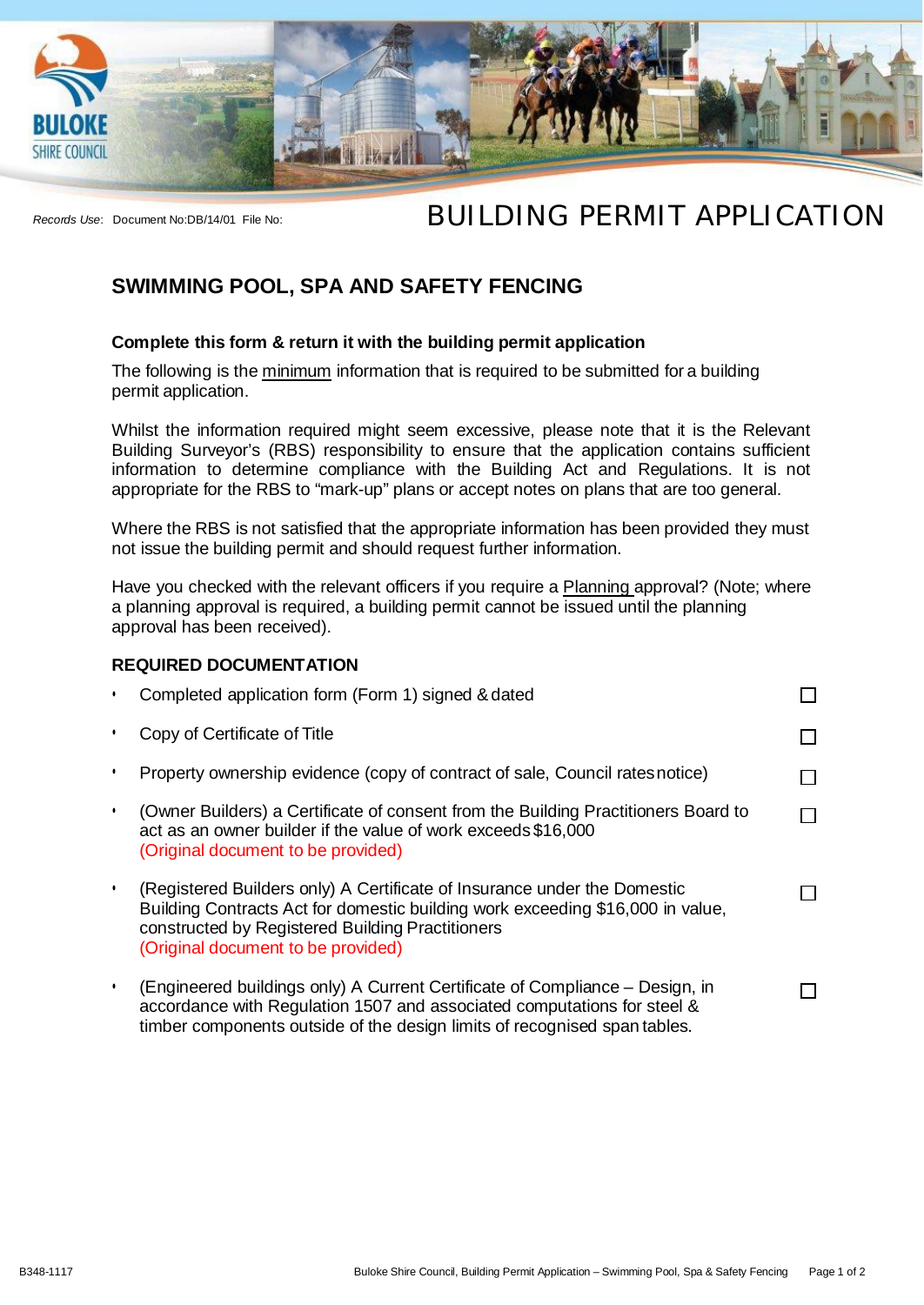*Records Use*: Document No:DB/14/01 File No:

# BUILDING PERMIT APPLICATION

## SWIMMING POOL, SPA AND SAFETY FENCING

**Complete this form & return it with the building permit application**

The following is the minimum information that is required to be submitted for a building permit application.

Whilst the information required might seem excessive, please note that it is the Relevant Building Surveyor's (RBS) responsibility to ensure that the application contains sufficient information to determine compliance with the Building Act and Regulations. It is not appropriate for the RBS to "mark-up" plans or accept notes on plans that are too general.

Where the RBS is not satisfied that the appropriate information has been provided they must not issue the building permit and should request further information.

Have you checked with the relevant officers if you require a Planning approval? (Note; where a planning approval is required, a building permit cannot be issued until the planning approval has been received).

**REQUIRED DOCUMENTATION**

- Completed application form (Form 1) signed & dated ☐
- Copy of Certificate of Title ☐
- Property ownership evidence (copy of contract of sale, Council rates notice) ☐
- (Owner Builders) a Certificate of consent from the Building Practitioners Board to act as an owner builder if the value of work exceeds $16,000 (Original document to be provided) ☐
- (Registered Builders only) A Certificate of Insurance under the Domestic Building Contracts Act for domestic building work exceeding $16,000 in value, constructed by Registered Building Practitioners (Original document to be provided) ☐
- (Engineered buildings only) A Current Certificate of Compliance – Design, in accordance with Regulation 1507 and associated computations for steel & timber components outside of the design limits of recognised span tables. ☐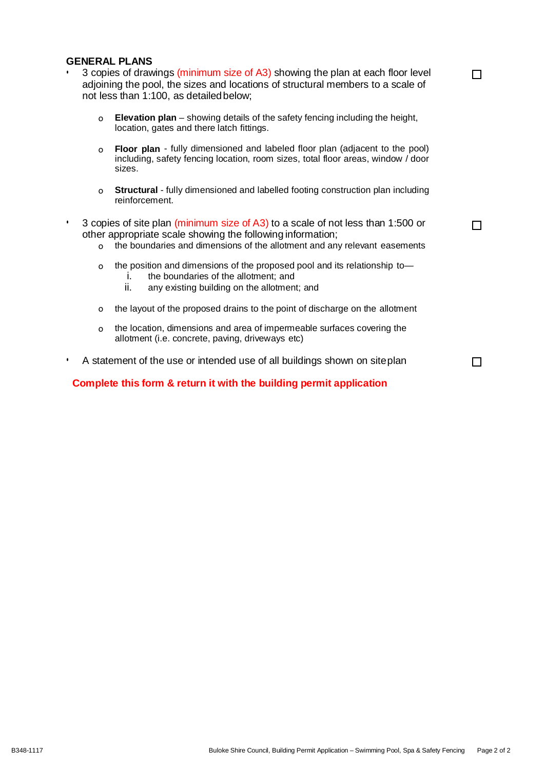## GENERAL PLANS

- 3 copies of drawings (minimum size of A3) showing the plan at each floor level adjoining the pool, the sizes and locations of structural members to a scale of not less than 1:100, as detailed below; ☐
  - **Elevation plan** – showing details of the safety fencing including the height, location, gates and there latch fittings.
  - **Floor plan** - fully dimensioned and labeled floor plan (adjacent to the pool) including, safety fencing location, room sizes, total floor areas, window / door sizes.
  - **Structural** - fully dimensioned and labelled footing construction plan including reinforcement.
- 3 copies of site plan (minimum size of A3) to a scale of not less than 1:500 or other appropriate scale showing the following information; ☐
  - the boundaries and dimensions of the allotment and any relevant easements
  - the position and dimensions of the proposed pool and its relationship to—
    1. the boundaries of the allotment; and
    2. any existing building on the allotment; and
  - the layout of the proposed drains to the point of discharge on the allotment
  - the location, dimensions and area of impermeable surfaces covering the allotment (i.e. concrete, paving, driveways etc)
- A statement of the use or intended use of all buildings shown on site plan ☐

**Complete this form & return it with the building permit application**